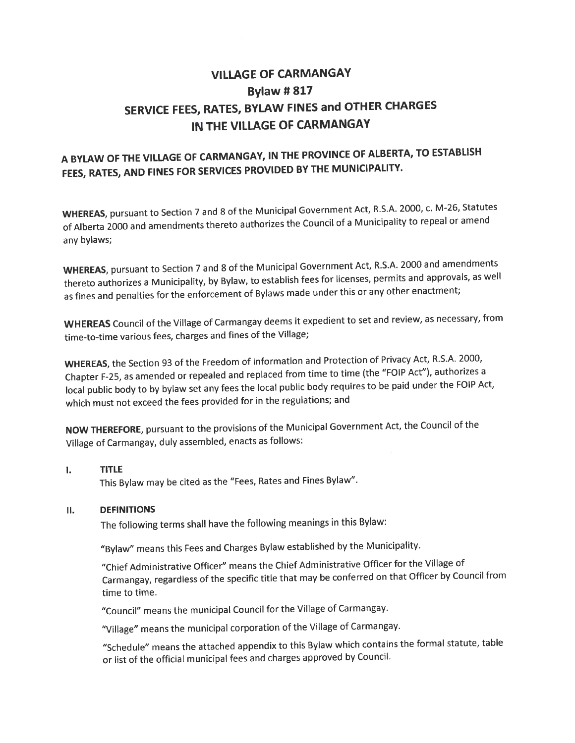# VILLAGE OF CARMANGAY
# Bylaw # 817
# SERVICE FEES, RATES, BYLAW FINES and OTHER CHARGES IN THE VILLAGE OF CARMANGAY

## A BYLAW OF THE VILLAGE OF CARMANGAY, IN THE PROVINCE OF ALBERTA, TO ESTABLISH FEES, RATES, AND FINES FOR SERVICES PROVIDED BY THE MUNICIPALITY.

**WHEREAS**, pursuant to Section 7 and 8 of the Municipal Government Act, R.S.A. 2000, c. M-26, Statutes of Alberta 2000 and amendments thereto authorizes the Council of a Municipality to repeal or amend any bylaws;

**WHEREAS**, pursuant to Section 7 and 8 of the Municipal Government Act, R.S.A. 2000 and amendments thereto authorizes a Municipality, by Bylaw, to establish fees for licenses, permits and approvals, as well as fines and penalties for the enforcement of Bylaws made under this or any other enactment;

**WHEREAS** Council of the Village of Carmangay deems it expedient to set and review, as necessary, from time-to-time various fees, charges and fines of the Village;

**WHEREAS**, the Section 93 of the Freedom of Information and Protection of Privacy Act, R.S.A. 2000, Chapter F-25, as amended or repealed and replaced from time to time (the "FOIP Act"), authorizes a local public body to by bylaw set any fees the local public body requires to be paid under the FOIP Act, which must not exceed the fees provided for in the regulations; and

**NOW THEREFORE**, pursuant to the provisions of the Municipal Government Act, the Council of the Village of Carmangay, duly assembled, enacts as follows:

**I. TITLE**

This Bylaw may be cited as the "Fees, Rates and Fines Bylaw".

**II. DEFINITIONS**

The following terms shall have the following meanings in this Bylaw:

"Bylaw" means this Fees and Charges Bylaw established by the Municipality.

"Chief Administrative Officer" means the Chief Administrative Officer for the Village of Carmangay, regardless of the specific title that may be conferred on that Officer by Council from time to time.

"Council" means the municipal Council for the Village of Carmangay.

"Village" means the municipal corporation of the Village of Carmangay.

"Schedule" means the attached appendix to this Bylaw which contains the formal statute, table or list of the official municipal fees and charges approved by Council.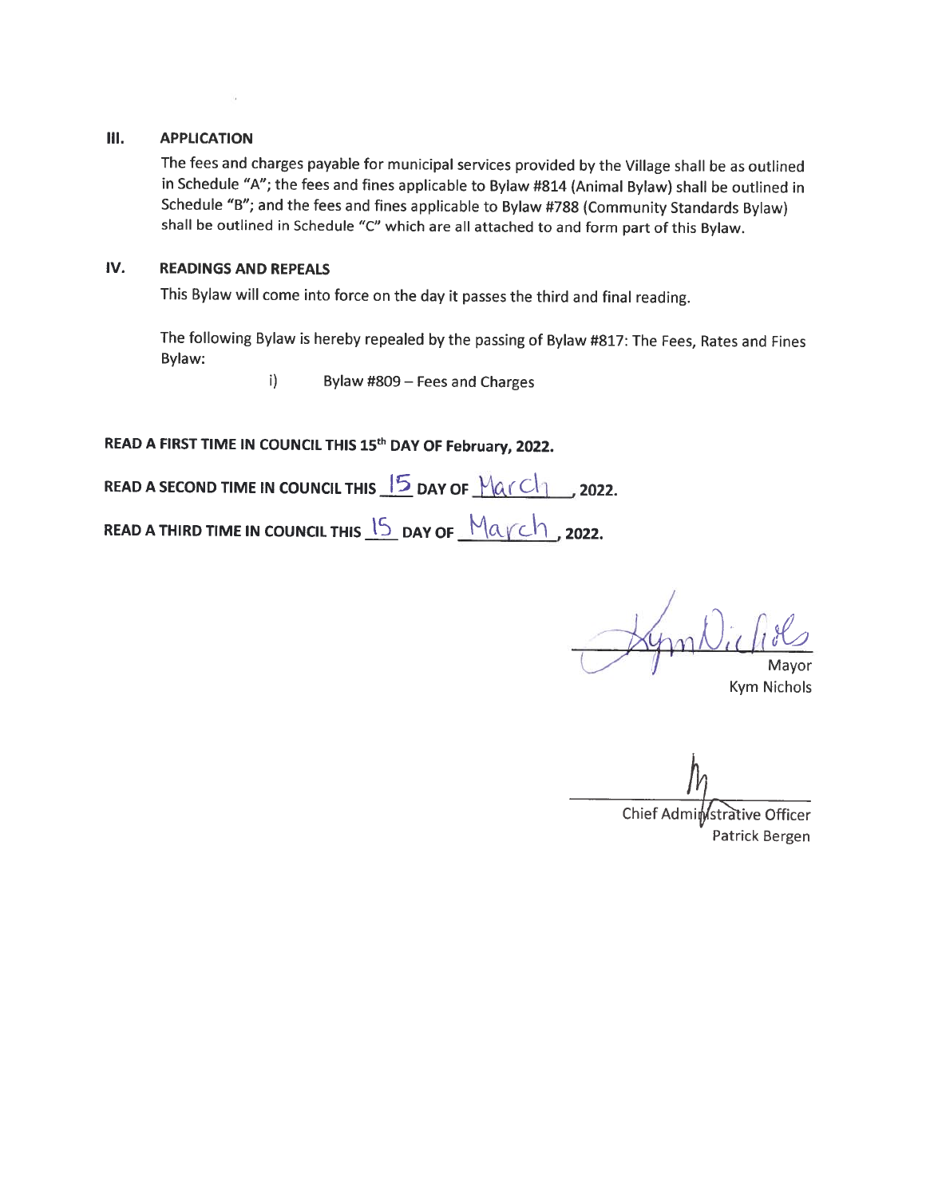## III. APPLICATION

The fees and charges payable for municipal services provided by the Village shall be as outlined in Schedule "A"; the fees and fines applicable to Bylaw #814 (Animal Bylaw) shall be outlined in Schedule "B"; and the fees and fines applicable to Bylaw #788 (Community Standards Bylaw) shall be outlined in Schedule "C" which are all attached to and form part of this Bylaw.

## IV. READINGS AND REPEALS

This Bylaw will come into force on the day it passes the third and final reading.

The following Bylaw is hereby repealed by the passing of Bylaw #817: The Fees, Rates and Fines Bylaw:

i) Bylaw #809 – Fees and Charges

**READ A FIRST TIME IN COUNCIL THIS 15th DAY OF February, 2022.**

**READ A SECOND TIME IN COUNCIL THIS 15 DAY OF March, 2022.**

**READ A THIRD TIME IN COUNCIL THIS 15 DAY OF March, 2022.**

Mayor
Kym Nichols

Chief Administrative Officer
Patrick Bergen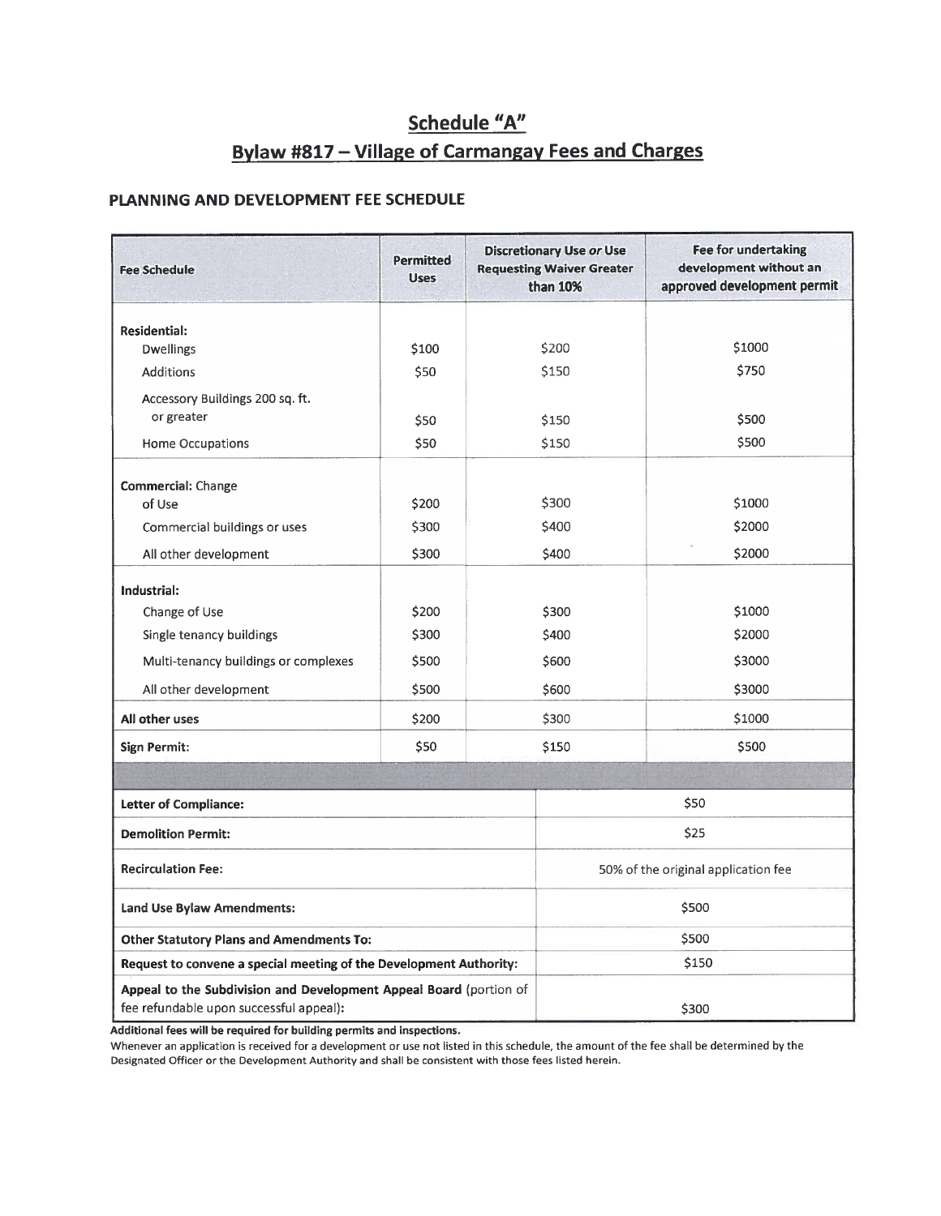# Schedule "A"

## Bylaw #817 – Village of Carmangay Fees and Charges

### PLANNING AND DEVELOPMENT FEE SCHEDULE

| Fee Schedule | Permitted Uses | Discretionary Use *or* Use Requesting Waiver Greater than 10% | Fee for undertaking development without an approved development permit |
|---|---|---|---|
| **Residential:** | | | |
| Dwellings | $100 | $200 | $1000 |
| Additions | $50 | $150 | $750 |
| Accessory Buildings 200 sq. ft. or greater | $50 | $150 | $500 |
| Home Occupations | $50 | $150 | $500 |
| **Commercial:** Change of Use | $200 | $300 | $1000 |
| Commercial buildings or uses | $300 | $400 | $2000 |
| All other development | $300 | $400 | $2000 |
| **Industrial:** | | | |
| Change of Use | $200 | $300 | $1000 |
| Single tenancy buildings | $300 | $400 | $2000 |
| Multi-tenancy buildings or complexes | $500 | $600 | $3000 |
| All other development | $500 | $600 | $3000 |
| **All other uses** | $200 | $300 | $1000 |
| **Sign Permit:** | $50 | $150 | $500 |

| Fee | Amount |
|---|---|
| **Letter of Compliance:** | $50 |
| **Demolition Permit:** | $25 |
| **Recirculation Fee:** | 50% of the original application fee |
| **Land Use Bylaw Amendments:** | $500 |
| **Other Statutory Plans and Amendments To:** | $500 |
| **Request to convene a special meeting of the Development Authority:** | $150 |
| **Appeal to the Subdivision and Development Appeal Board** (portion of fee refundable upon successful appeal): | $300 |

**Additional fees will be required for building permits and inspections.**

Whenever an application is received for a development or use not listed in this schedule, the amount of the fee shall be determined by the Designated Officer or the Development Authority and shall be consistent with those fees listed herein.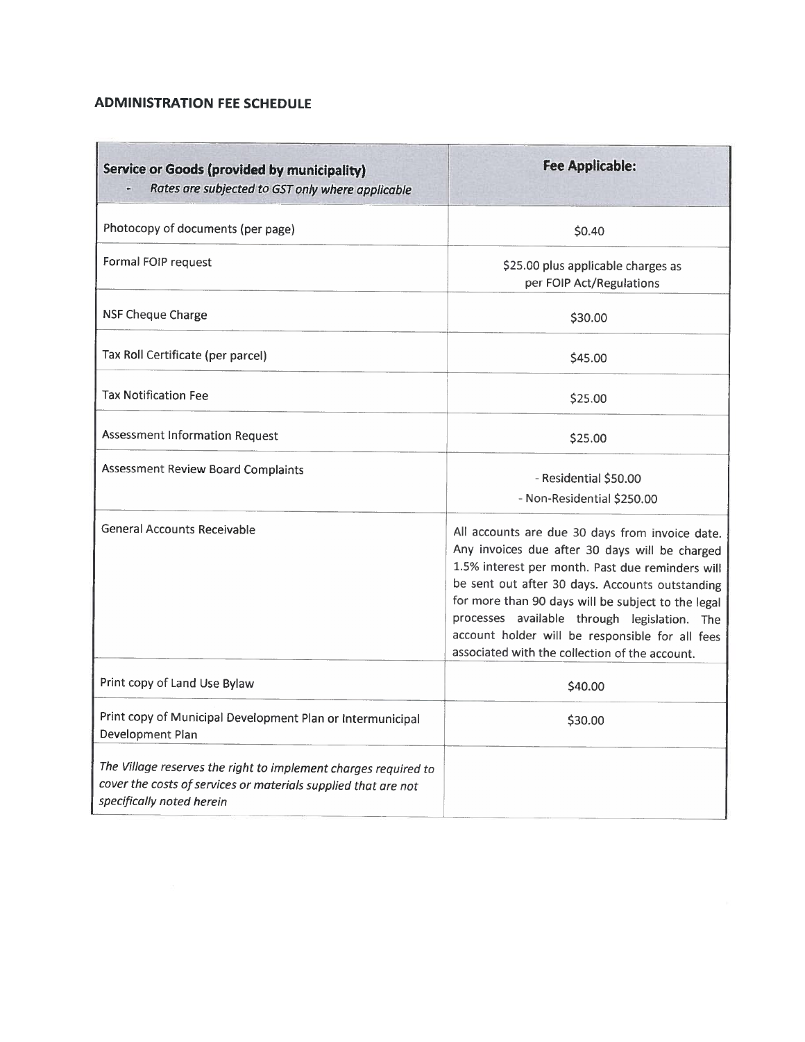## ADMINISTRATION FEE SCHEDULE

| **Service or Goods (provided by municipality)**<br>- *Rates are subjected to GST only where applicable* | **Fee Applicable:** |
| --- | --- |
| Photocopy of documents (per page) | $0.40 |
| Formal FOIP request | $25.00 plus applicable charges as per FOIP Act/Regulations |
| NSF Cheque Charge | $30.00 |
| Tax Roll Certificate (per parcel) | $45.00 |
| Tax Notification Fee | $25.00 |
| Assessment Information Request | $25.00 |
| Assessment Review Board Complaints | - Residential $50.00<br>- Non-Residential $250.00 |
| General Accounts Receivable | All accounts are due 30 days from invoice date. Any invoices due after 30 days will be charged 1.5% interest per month. Past due reminders will be sent out after 30 days. Accounts outstanding for more than 90 days will be subject to the legal processes available through legislation. The account holder will be responsible for all fees associated with the collection of the account. |
| Print copy of Land Use Bylaw | $40.00 |
| Print copy of Municipal Development Plan or Intermunicipal Development Plan | $30.00 |
| *The Village reserves the right to implement charges required to cover the costs of services or materials supplied that are not specifically noted herein* | |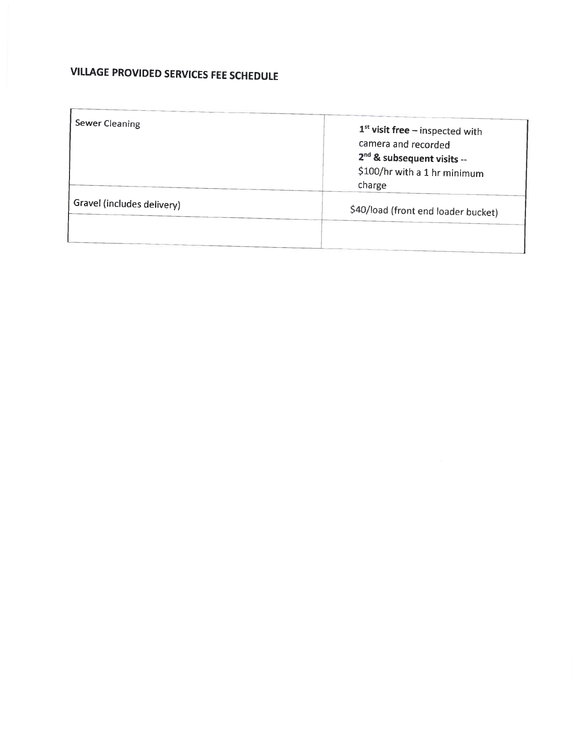# VILLAGE PROVIDED SERVICES FEE SCHEDULE

| | |
|---|---|
| Sewer Cleaning | **1st visit free** – inspected with camera and recorded<br>**2nd & subsequent visits** -- $100/hr with a 1 hr minimum charge |
| Gravel (includes delivery) | $40/load (front end loader bucket) |
| | |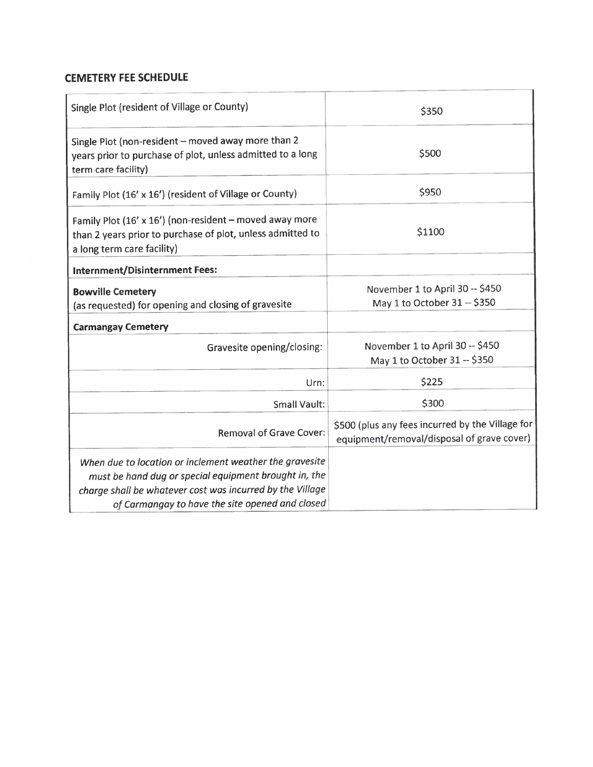## CEMETERY FEE SCHEDULE

| | |
|---|---|
| Single Plot (resident of Village or County) | $350 |
| Single Plot (non-resident – moved away more than 2 years prior to purchase of plot, unless admitted to a long term care facility) | $500 |
| Family Plot (16' x 16') (resident of Village or County) | $950 |
| Family Plot (16' x 16') (non-resident – moved away more than 2 years prior to purchase of plot, unless admitted to a long term care facility) | $1100 |
| **Internment/Disinternment Fees:** | |
| **Bowville Cemetery** (as requested) for opening and closing of gravesite | November 1 to April 30 -- $450<br>May 1 to October 31 -- $350 |
| **Carmangay Cemetery** | |
| Gravesite opening/closing: | November 1 to April 30 -- $450<br>May 1 to October 31 -- $350 |
| Urn: | $225 |
| Small Vault: | $300 |
| Removal of Grave Cover: | $500 (plus any fees incurred by the Village for equipment/removal/disposal of grave cover) |
| *When due to location or inclement weather the gravesite must be hand dug or special equipment brought in, the charge shall be whatever cost was incurred by the Village of Carmangay to have the site opened and closed* | |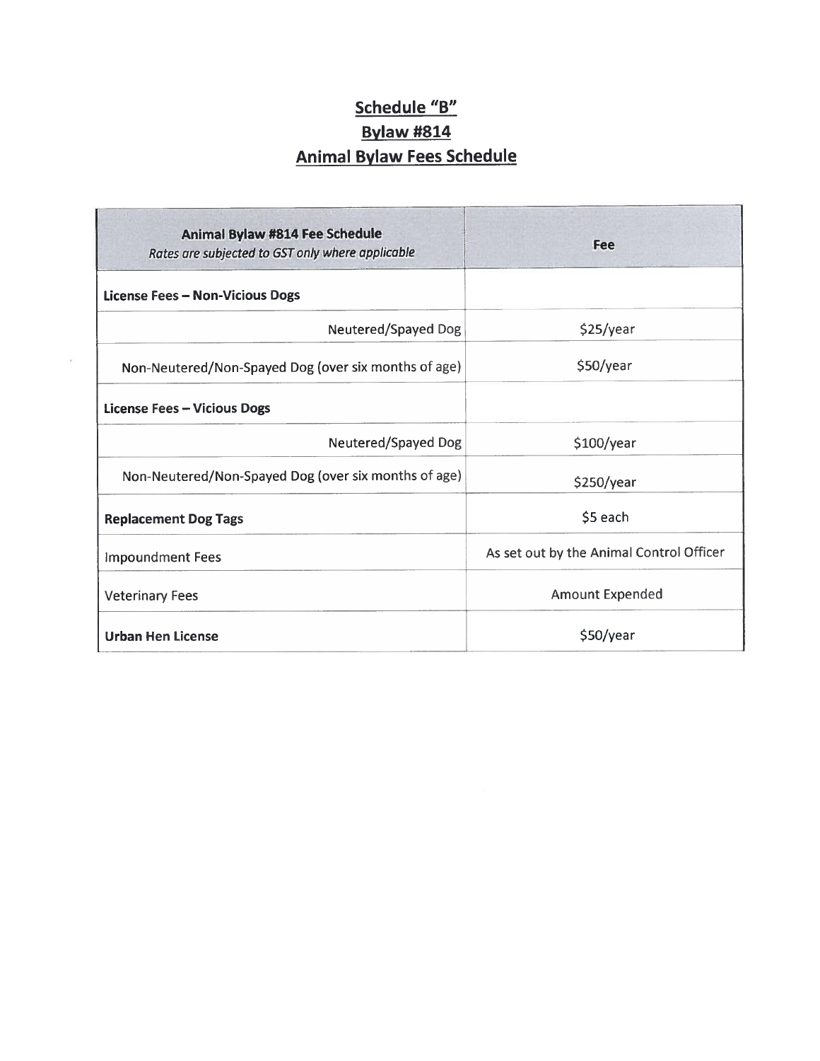# Schedule "B"
## Bylaw #814
## Animal Bylaw Fees Schedule

| **Animal Bylaw #814 Fee Schedule** *Rates are subjected to GST only where applicable* | **Fee** |
| --- | --- |
| **License Fees – Non-Vicious Dogs** | |
| Neutered/Spayed Dog | $25/year |
| Non-Neutered/Non-Spayed Dog (over six months of age) | $50/year |
| **License Fees – Vicious Dogs** | |
| Neutered/Spayed Dog | $100/year |
| Non-Neutered/Non-Spayed Dog (over six months of age) | $250/year |
| **Replacement Dog Tags** | $5 each |
| Impoundment Fees | As set out by the Animal Control Officer |
| Veterinary Fees | Amount Expended |
| **Urban Hen License** | $50/year |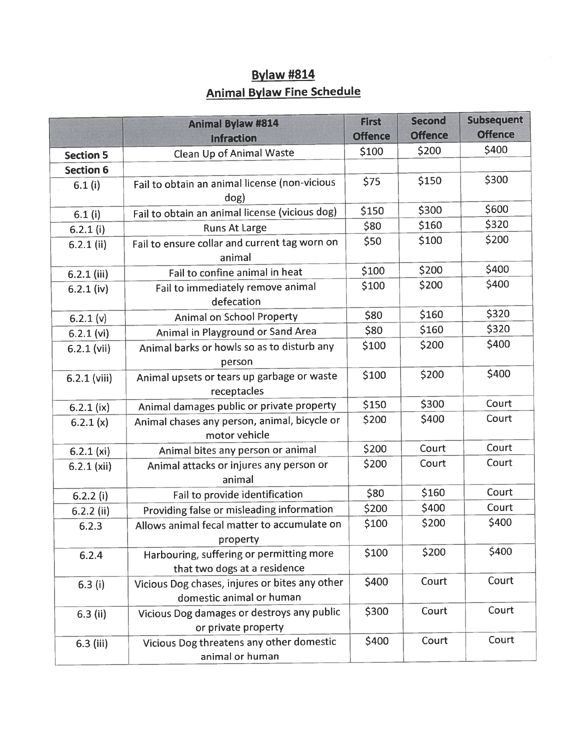## Bylaw #814

## Animal Bylaw Fine Schedule

| | Animal Bylaw #814 Infraction | First Offence | Second Offence | Subsequent Offence |
|---|---|---|---|---|
| **Section 5** | Clean Up of Animal Waste | $100 | $200 | $400 |
| **Section 6** | | | | |
| 6.1 (i) | Fail to obtain an animal license (non-vicious dog) | $75 | $150 | $300 |
| 6.1 (i) | Fail to obtain an animal license (vicious dog) | $150 | $300 | $600 |
| 6.2.1 (i) | Runs At Large | $80 | $160 | $320 |
| 6.2.1 (ii) | Fail to ensure collar and current tag worn on animal | $50 | $100 | $200 |
| 6.2.1 (iii) | Fail to confine animal in heat | $100 | $200 | $400 |
| 6.2.1 (iv) | Fail to immediately remove animal defecation | $100 | $200 | $400 |
| 6.2.1 (v) | Animal on School Property | $80 | $160 | $320 |
| 6.2.1 (vi) | Animal in Playground or Sand Area | $80 | $160 | $320 |
| 6.2.1 (vii) | Animal barks or howls so as to disturb any person | $100 | $200 | $400 |
| 6.2.1 (viii) | Animal upsets or tears up garbage or waste receptacles | $100 | $200 | $400 |
| 6.2.1 (ix) | Animal damages public or private property | $150 | $300 | Court |
| 6.2.1 (x) | Animal chases any person, animal, bicycle or motor vehicle | $200 | $400 | Court |
| 6.2.1 (xi) | Animal bites any person or animal | $200 | Court | Court |
| 6.2.1 (xii) | Animal attacks or injures any person or animal | $200 | Court | Court |
| 6.2.2 (i) | Fail to provide identification | $80 | $160 | Court |
| 6.2.2 (ii) | Providing false or misleading information | $200 | $400 | Court |
| 6.2.3 | Allows animal fecal matter to accumulate on property | $100 | $200 | $400 |
| 6.2.4 | Harbouring, suffering or permitting more that two dogs at a residence | $100 | $200 | $400 |
| 6.3 (i) | Vicious Dog chases, injures or bites any other domestic animal or human | $400 | Court | Court |
| 6.3 (ii) | Vicious Dog damages or destroys any public or private property | $300 | Court | Court |
| 6.3 (iii) | Vicious Dog threatens any other domestic animal or human | $400 | Court | Court |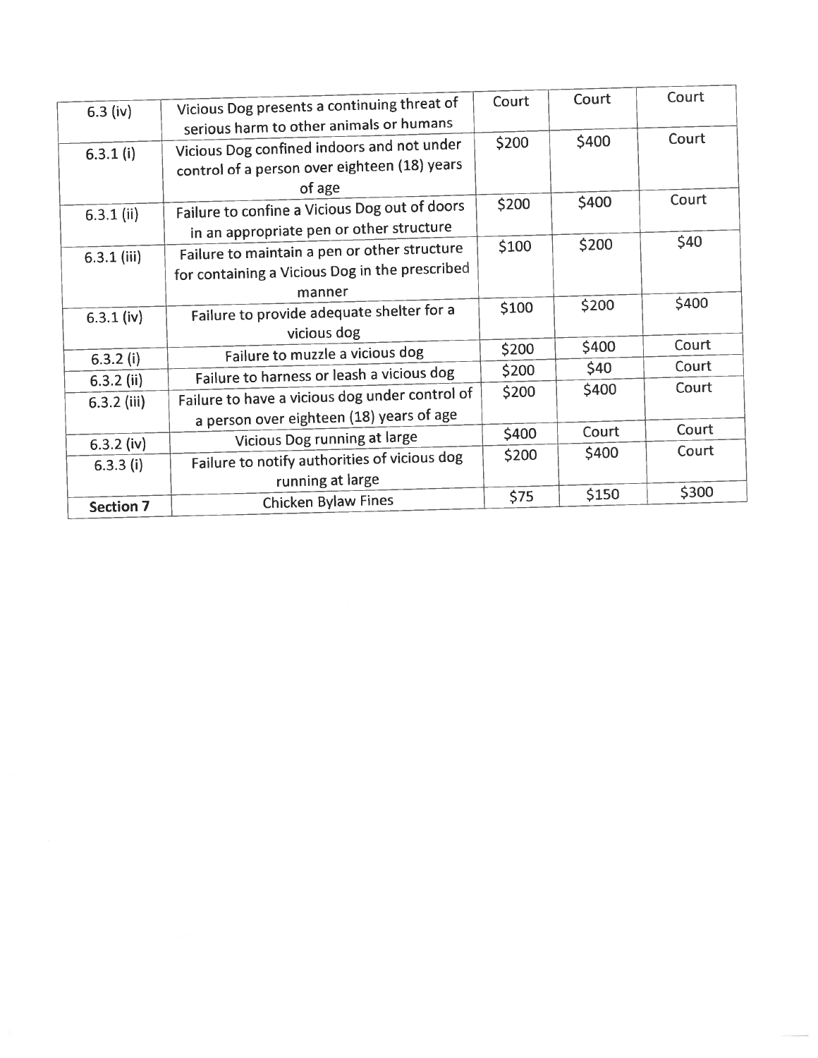| 6.3 (iv) | Vicious Dog presents a continuing threat of serious harm to other animals or humans | Court | Court | Court |
|---|---|---|---|---|
| 6.3.1 (i) | Vicious Dog confined indoors and not under control of a person over eighteen (18) years of age | $200 | $400 | Court |
| 6.3.1 (ii) | Failure to confine a Vicious Dog out of doors in an appropriate pen or other structure | $200 | $400 | Court |
| 6.3.1 (iii) | Failure to maintain a pen or other structure for containing a Vicious Dog in the prescribed manner | $100 | $200 | $40 |
| 6.3.1 (iv) | Failure to provide adequate shelter for a vicious dog | $100 | $200 | $400 |
| 6.3.2 (i) | Failure to muzzle a vicious dog | $200 | $400 | Court |
| 6.3.2 (ii) | Failure to harness or leash a vicious dog | $200 | $40 | Court |
| 6.3.2 (iii) | Failure to have a vicious dog under control of a person over eighteen (18) years of age | $200 | $400 | Court |
| 6.3.2 (iv) | Vicious Dog running at large | $400 | Court | Court |
| 6.3.3 (i) | Failure to notify authorities of vicious dog running at large | $200 | $400 | Court |
| **Section 7** | Chicken Bylaw Fines | $75 | $150 | $300 |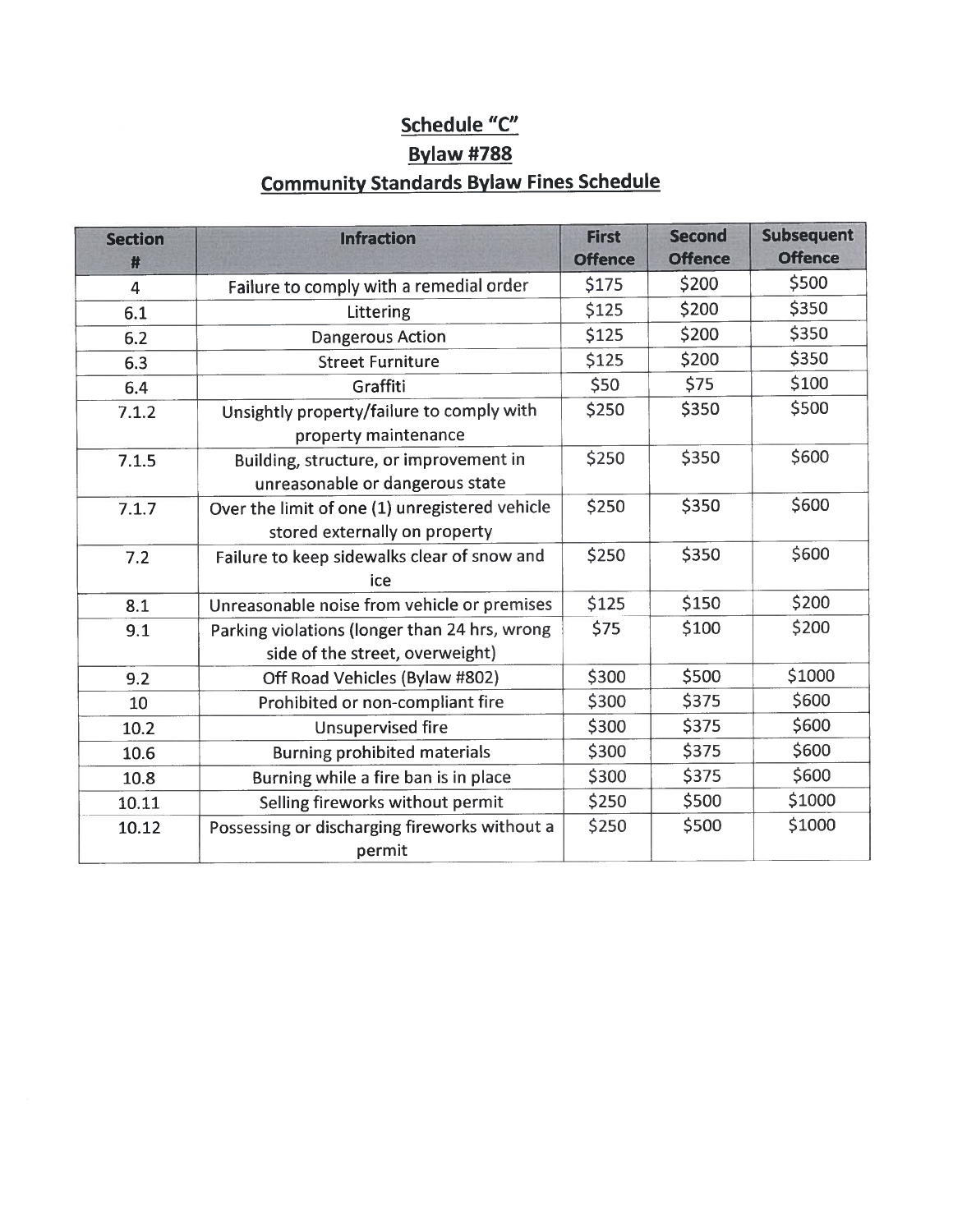## Schedule "C"

## Bylaw #788

## Community Standards Bylaw Fines Schedule

| Section # | Infraction | First Offence | Second Offence | Subsequent Offence |
|---|---|---|---|---|
| 4 | Failure to comply with a remedial order | $175 | $200 | $500 |
| 6.1 | Littering | $125 | $200 | $350 |
| 6.2 | Dangerous Action | $125 | $200 | $350 |
| 6.3 | Street Furniture | $125 | $200 | $350 |
| 6.4 | Graffiti | $50 | $75 | $100 |
| 7.1.2 | Unsightly property/failure to comply with property maintenance | $250 | $350 | $500 |
| 7.1.5 | Building, structure, or improvement in unreasonable or dangerous state | $250 | $350 | $600 |
| 7.1.7 | Over the limit of one (1) unregistered vehicle stored externally on property | $250 | $350 | $600 |
| 7.2 | Failure to keep sidewalks clear of snow and ice | $250 | $350 | $600 |
| 8.1 | Unreasonable noise from vehicle or premises | $125 | $150 | $200 |
| 9.1 | Parking violations (longer than 24 hrs, wrong side of the street, overweight) | $75 | $100 | $200 |
| 9.2 | Off Road Vehicles (Bylaw #802) | $300 | $500 | $1000 |
| 10 | Prohibited or non-compliant fire | $300 | $375 | $600 |
| 10.2 | Unsupervised fire | $300 | $375 | $600 |
| 10.6 | Burning prohibited materials | $300 | $375 | $600 |
| 10.8 | Burning while a fire ban is in place | $300 | $375 | $600 |
| 10.11 | Selling fireworks without permit | $250 | $500 | $1000 |
| 10.12 | Possessing or discharging fireworks without a permit | $250 | $500 | $1000 |